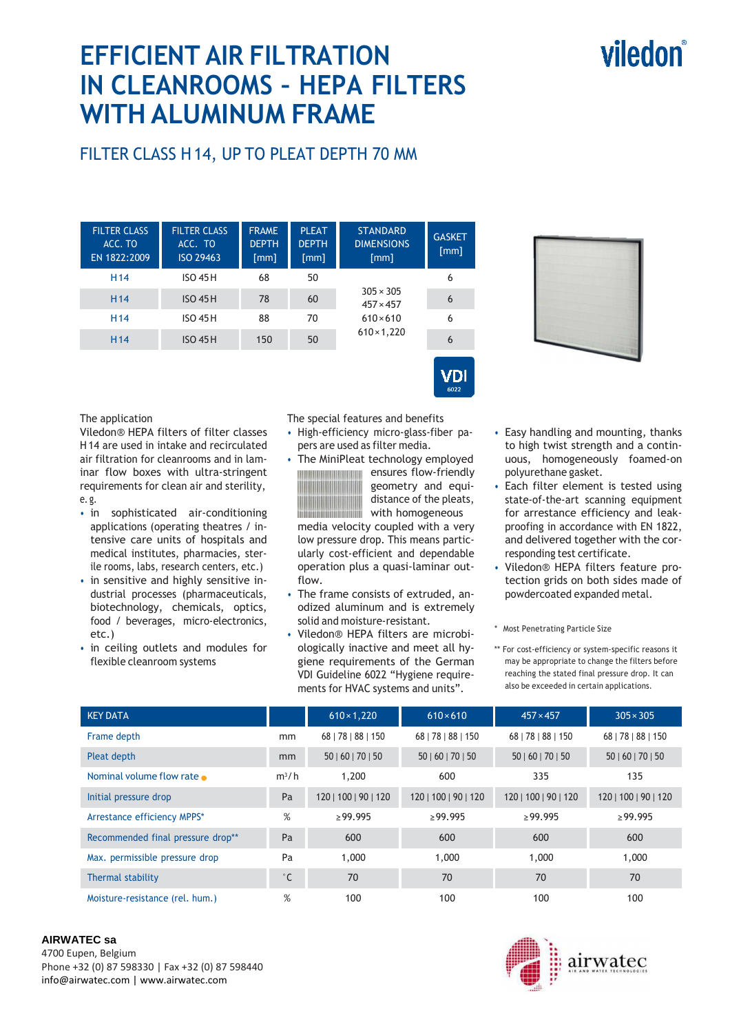# EFFICIENT AIR FILTRATION IN CLEANROOMS – HEPA FILTERS WITH ALUMINUM FRAME

viledon®

## FILTER CLASS H 14, UP TO PLEAT DEPTH 70 MM

| FILTER CLASS ACC. TO EN 1822:2009 | FILTER CLASS ACC. TO ISO 29463 | FRAME DEPTH [mm] | PLEAT DEPTH [mm] | STANDARD DIMENSIONS [mm] | GASKET [mm] |
|---|---|---|---|---|---|
| H 14 | ISO 45 H | 68 | 50 | 305 × 305<br>457 × 457<br>610 × 610<br>610 × 1,220 | 6 |
| H 14 | ISO 45 H | 78 | 60 | | 6 |
| H 14 | ISO 45 H | 88 | 70 | | 6 |
| H 14 | ISO 45 H | 150 | 50 | | 6 |

VDI 6022

The application

Viledon® HEPA filters of filter classes H 14 are used in intake and recirculated air filtration for cleanrooms and in laminar flow boxes with ultra-stringent requirements for clean air and sterility, e. g.

- in sophisticated air-conditioning applications (operating theatres / intensive care units of hospitals and medical institutes, pharmacies, sterile rooms, labs, research centers, etc.)
- in sensitive and highly sensitive industrial processes (pharmaceuticals, biotechnology, chemicals, optics, food / beverages, micro-electronics, etc.)
- in ceiling outlets and modules for flexible cleanroom systems

The special features and benefits

- High-efficiency micro-glass-fiber papers are used as filter media.
- The MiniPleat technology employed ensures flow-friendly geometry and equidistance of the pleats, with homogeneous media velocity coupled with a very low pressure drop. This means particularly cost-efficient and dependable operation plus a quasi-laminar outflow.
- The frame consists of extruded, anodized aluminum and is extremely solid and moisture-resistant.
- Viledon® HEPA filters are microbiologically inactive and meet all hygiene requirements of the German VDI Guideline 6022 “Hygiene requirements for HVAC systems and units”.
- Easy handling and mounting, thanks to high twist strength and a continuous, homogeneously foamed-on polyurethane gasket.
- Each filter element is tested using state-of-the-art scanning equipment for arrestance efficiency and leak-proofing in accordance with EN 1822, and delivered together with the corresponding test certificate.
- Viledon® HEPA filters feature protection grids on both sides made of powdercoated expanded metal.

\* Most Penetrating Particle Size

\*\* For cost-efficiency or system-specific reasons it may be appropriate to change the filters before reaching the stated final pressure drop. It can also be exceeded in certain applications.

| KEY DATA | | 610 × 1,220 | 610 × 610 | 457 × 457 | 305 × 305 |
|---|---|---|---|---|---|
| Frame depth | mm | 68 \| 78 \| 88 \| 150 | 68 \| 78 \| 88 \| 150 | 68 \| 78 \| 88 \| 150 | 68 \| 78 \| 88 \| 150 |
| Pleat depth | mm | 50 \| 60 \| 70 \| 50 | 50 \| 60 \| 70 \| 50 | 50 \| 60 \| 70 \| 50 | 50 \| 60 \| 70 \| 50 |
| Nominal volume flow rate ● | m³/h | 1,200 | 600 | 335 | 135 |
| Initial pressure drop | Pa | 120 \| 100 \| 90 \| 120 | 120 \| 100 \| 90 \| 120 | 120 \| 100 \| 90 \| 120 | 120 \| 100 \| 90 \| 120 |
| Arrestance efficiency MPPS* | % | ≥ 99.995 | ≥ 99.995 | ≥ 99.995 | ≥ 99.995 |
| Recommended final pressure drop** | Pa | 600 | 600 | 600 | 600 |
| Max. permissible pressure drop | Pa | 1,000 | 1,000 | 1,000 | 1,000 |
| Thermal stability | °C | 70 | 70 | 70 | 70 |
| Moisture-resistance (rel. hum.) | % | 100 | 100 | 100 | 100 |

**AIRWATEC sa**
4700 Eupen, Belgium
Phone +32 (0) 87 598330 | Fax +32 (0) 87 598440
info@airwatec.com | www.airwatec.com

airwatec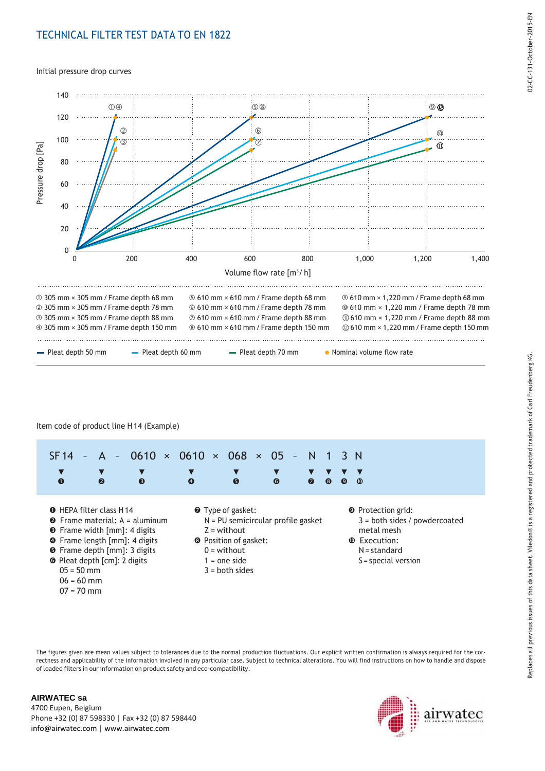## TECHNICAL FILTER TEST DATA TO EN 1822

Initial pressure drop curves

Pressure drop [Pa]

140
120
100
80
60
40
20
0

0 200 400 600 800 1,000 1,200 1,400

Volume flow rate [m³/ h]

①④ ② ③ ⑤⑧ ⑥ ⑦ ⑨⑫ ⑩ ⑪

① 305 mm × 305 mm / Frame depth 68 mm
② 305 mm × 305 mm / Frame depth 78 mm
③ 305 mm × 305 mm / Frame depth 88 mm
④ 305 mm × 305 mm / Frame depth 150 mm

⑤ 610 mm × 610 mm / Frame depth 68 mm
⑥ 610 mm × 610 mm / Frame depth 78 mm
⑦ 610 mm × 610 mm / Frame depth 88 mm
⑧ 610 mm × 610 mm / Frame depth 150 mm

⑨ 610 mm × 1,220 mm / Frame depth 68 mm
⑩ 610 mm × 1,220 mm / Frame depth 78 mm
⑪ 610 mm × 1,220 mm / Frame depth 88 mm
⑫ 610 mm × 1,220 mm / Frame depth 150 mm

Pleat depth 50 mm — Pleat depth 60 mm — Pleat depth 70 mm — Nominal volume flow rate

Item code of product line H 14 (Example)

SF14 – A – 0610 × 0610 × 068 × 05 – N 1 3 N

❶ ❷ ❸ ❹ ❺ ❻ ❼ ❽ ❾ ❿

❶ HEPA filter class H 14
❷ Frame material: A = aluminum
❸ Frame width [mm]: 4 digits
❹ Frame length [mm]: 4 digits
❺ Frame depth [mm]: 3 digits
❻ Pleat depth [cm]: 2 digits
05 = 50 mm
06 = 60 mm
07 = 70 mm

❼ Type of gasket:
N = PU semicircular profile gasket
Z = without
❽ Position of gasket:
0 = without
1 = one side
3 = both sides

❾ Protection grid:
3 = both sides / powdercoated metal mesh
❿ Execution:
N = standard
S = special version

The figures given are mean values subject to tolerances due to the normal production fluctuations. Our explicit written confirmation is always required for the correctness and applicability of the information involved in any particular case. Subject to technical alterations. You will find instructions on how to handle and dispose of loaded filters in our information on product safety and eco-compatibility.

**AIRWATEC sa**
4700 Eupen, Belgium
Phone +32 (0) 87 598330 | Fax +32 (0) 87 598440
info@airwatec.com | www.airwatec.com

airwatec
AIR AND WATER TECHNOLOGIES

Replaces all previous issues of this data sheet. Viledon® is a registered and protected trademark of Carl Freudenberg KG.

02-CC-131-October-2015-EN